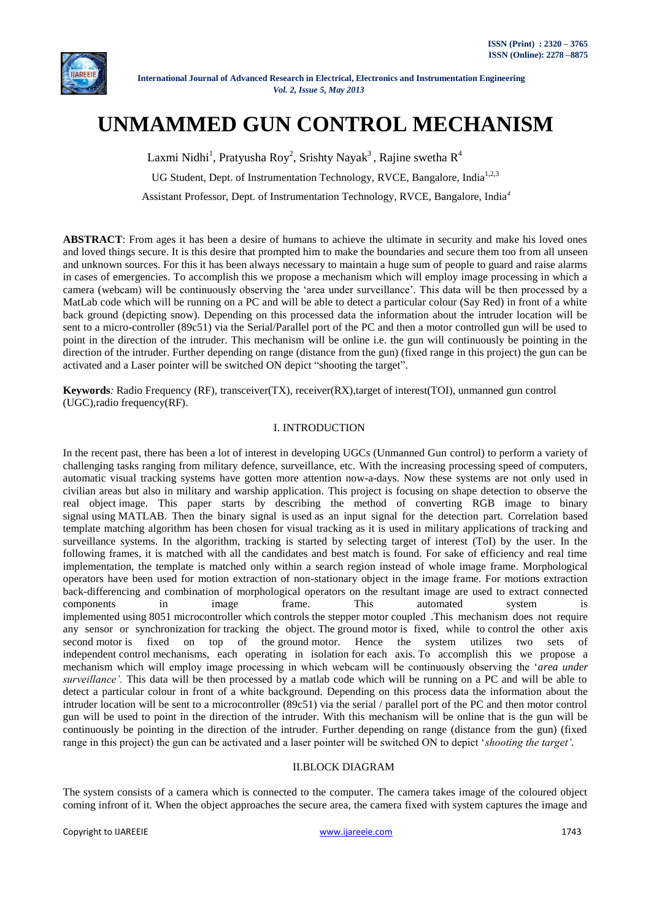# UNMAMMED GUN CONTROL MECHANISM

Laxmi Nidhi[1], Pratyusha Roy[2], Srishty Nayak[3], Rajine swetha R[4]

UG Student, Dept. of Instrumentation Technology, RVCE, Bangalore, India[1,2,3]

Assistant Professor, Dept. of Instrumentation Technology, RVCE, Bangalore, India[4]

**ABSTRACT**: From ages it has been a desire of humans to achieve the ultimate in security and make his loved ones and loved things secure. It is this desire that prompted him to make the boundaries and secure them too from all unseen and unknown sources. For this it has been always necessary to maintain a huge sum of people to guard and raise alarms in cases of emergencies. To accomplish this we propose a mechanism which will employ image processing in which a camera (webcam) will be continuously observing the 'area under surveillance'. This data will be then processed by a MatLab code which will be running on a PC and will be able to detect a particular colour (Say Red) in front of a white back ground (depicting snow). Depending on this processed data the information about the intruder location will be sent to a micro-controller (89c51) via the Serial/Parallel port of the PC and then a motor controlled gun will be used to point in the direction of the intruder. This mechanism will be online i.e. the gun will continuously be pointing in the direction of the intruder. Further depending on range (distance from the gun) (fixed range in this project) the gun can be activated and a Laser pointer will be switched ON depict "shooting the target".

**Keywords***:* Radio Frequency (RF), transceiver(TX), receiver(RX),target of interest(TOI), unmanned gun control (UGC),radio frequency(RF).

## I. INTRODUCTION

In the recent past, there has been a lot of interest in developing UGCs (Unmanned Gun control) to perform a variety of challenging tasks ranging from military defence, surveillance, etc. With the increasing processing speed of computers, automatic visual tracking systems have gotten more attention now-a-days. Now these systems are not only used in civilian areas but also in military and warship application. This project is focusing on shape detection to observe the real object image. This paper starts by describing the method of converting RGB image to binary signal using MATLAB. Then the binary signal is used as an input signal for the detection part. Correlation based template matching algorithm has been chosen for visual tracking as it is used in military applications of tracking and surveillance systems. In the algorithm, tracking is started by selecting target of interest (ToI) by the user. In the following frames, it is matched with all the candidates and best match is found. For sake of efficiency and real time implementation, the template is matched only within a search region instead of whole image frame. Morphological operators have been used for motion extraction of non-stationary object in the image frame. For motions extraction back-differencing and combination of morphological operators on the resultant image are used to extract connected components in image frame. This automated system is implemented using 8051 microcontroller which controls the stepper motor coupled .This mechanism does not require any sensor or synchronization for tracking the object. The ground motor is fixed, while to control the other axis second motor is fixed on top of the ground motor. Hence the system utilizes two sets of independent control mechanisms, each operating in isolation for each axis. To accomplish this we propose a mechanism which will employ image processing in which webcam will be continuously observing the '*area under surveillance'*. This data will be then processed by a matlab code which will be running on a PC and will be able to detect a particular colour in front of a white background. Depending on this process data the information about the intruder location will be sent to a microcontroller (89c51) via the serial / parallel port of the PC and then motor control gun will be used to point in the direction of the intruder. With this mechanism will be online that is the gun will be continuously be pointing in the direction of the intruder. Further depending on range (distance from the gun) (fixed range in this project) the gun can be activated and a laser pointer will be switched ON to depict '*shooting the target'*.

## II.BLOCK DIAGRAM

The system consists of a camera which is connected to the computer. The camera takes image of the coloured object coming infront of it. When the object approaches the secure area, the camera fixed with system captures the image and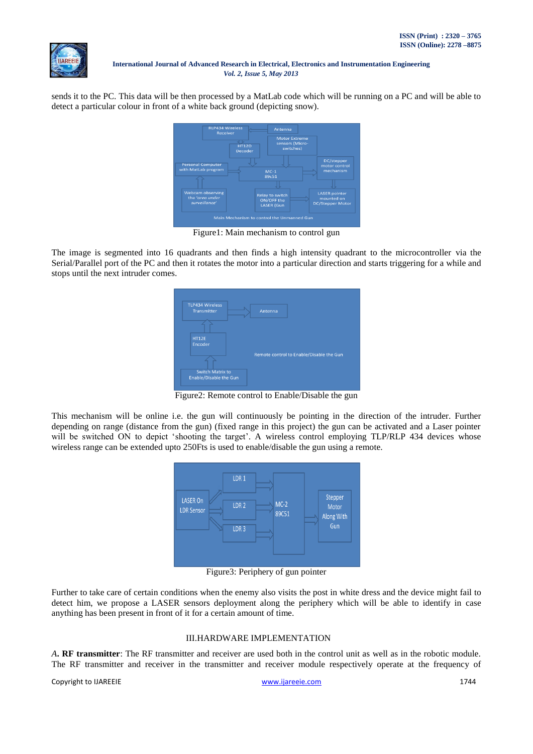sends it to the PC. This data will be then processed by a MatLab code which will be running on a PC and will be able to detect a particular colour in front of a white back ground (depicting snow).

Figure1: Main mechanism to control gun

The image is segmented into 16 quadrants and then finds a high intensity quadrant to the microcontroller via the Serial/Parallel port of the PC and then it rotates the motor into a particular direction and starts triggering for a while and stops until the next intruder comes.

Figure2: Remote control to Enable/Disable the gun

This mechanism will be online i.e. the gun will continuously be pointing in the direction of the intruder. Further depending on range (distance from the gun) (fixed range in this project) the gun can be activated and a Laser pointer will be switched ON to depict 'shooting the target'. A wireless control employing TLP/RLP 434 devices whose wireless range can be extended upto 250Fts is used to enable/disable the gun using a remote.

Figure3: Periphery of gun pointer

Further to take care of certain conditions when the enemy also visits the post in white dress and the device might fail to detect him, we propose a LASER sensors deployment along the periphery which will be able to identify in case anything has been present in front of it for a certain amount of time.

## III.HARDWARE IMPLEMENTATION

*A.* **RF transmitter**: The RF transmitter and receiver are used both in the control unit as well as in the robotic module. The RF transmitter and receiver in the transmitter and receiver module respectively operate at the frequency of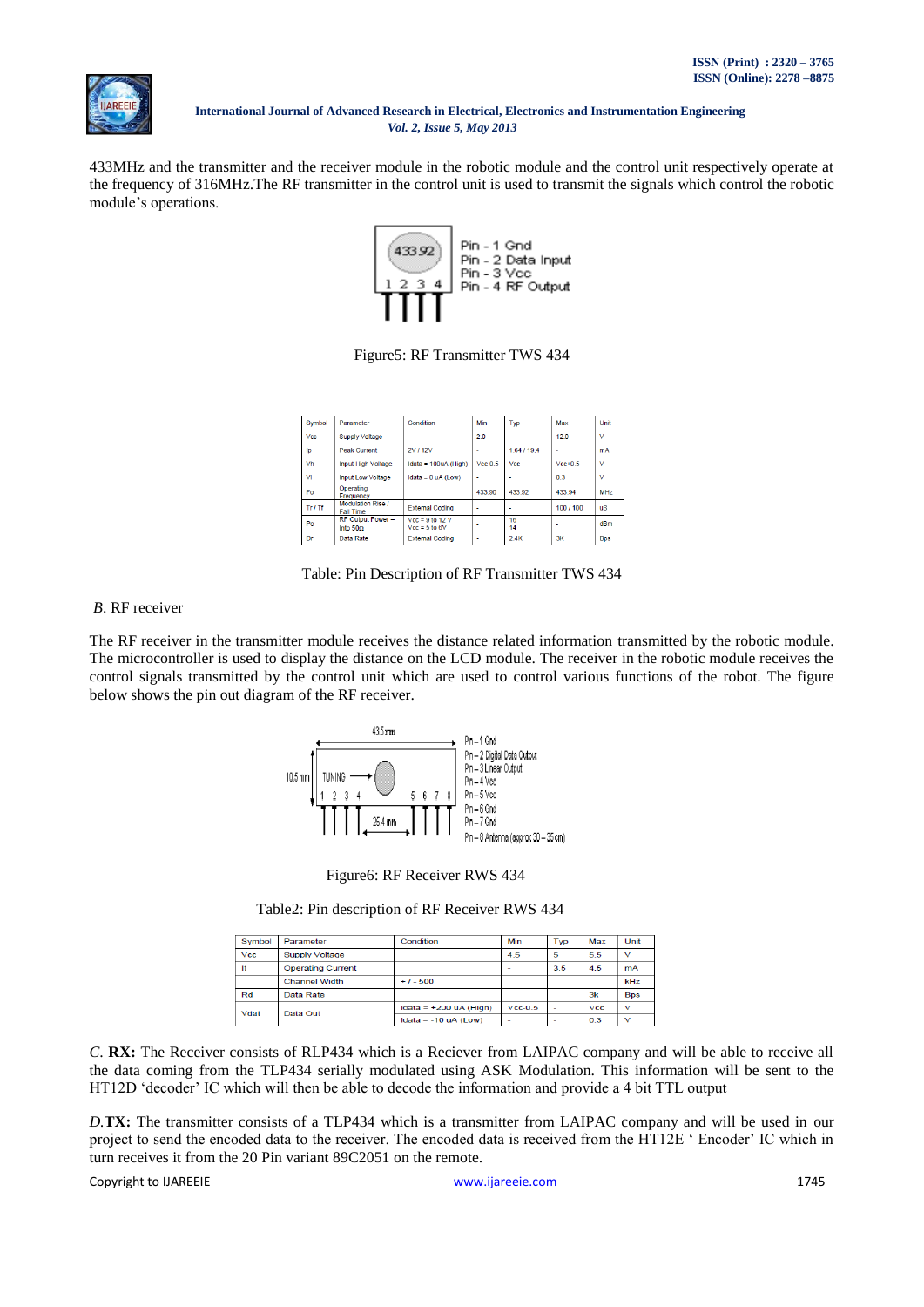433MHz and the transmitter and the receiver module in the robotic module and the control unit respectively operate at the frequency of 316MHz.The RF transmitter in the control unit is used to transmit the signals which control the robotic module's operations.

Figure5: RF Transmitter TWS 434

| Symbol | Parameter | Condition | Min | Typ | Max | Unit |
|---|---|---|---|---|---|---|
| Vcc | Supply Voltage | | 2.0 | - | 12.0 | V |
| Ip | Peak Current | 2V / 12V | - | 1.64 / 19.4 | - | mA |
| Vh | Input High Voltage | Idata = 100uA (High) | Vcc-0.5 | Vcc | Vcc+0.5 | V |
| Vl | Input Low Voltage | Idata = 0 uA (Low) | - | - | 0.3 | V |
| Fo | Operating Frequency | | 433.90 | 433.92 | 433.94 | MHz |
| Tr / Tf | Modulation Rise / Fall Time | External Coding | - | - | 100 / 100 | uS |
| Po | RF Output Power – Into 50Ω | Vcc = 9 to 12 V<br>Vcc = 5 to 6V | - | 16<br>14 | - | dBm |
| Dr | Data Rate | External Coding | - | 2.4K | 3K | Bps |

Table: Pin Description of RF Transmitter TWS 434

*B.* RF receiver

The RF receiver in the transmitter module receives the distance related information transmitted by the robotic module. The microcontroller is used to display the distance on the LCD module. The receiver in the robotic module receives the control signals transmitted by the control unit which are used to control various functions of the robot. The figure below shows the pin out diagram of the RF receiver.

Figure6: RF Receiver RWS 434

Table2: Pin description of RF Receiver RWS 434

| Symbol | Parameter | Condition | Min | Typ | Max | Unit |
|---|---|---|---|---|---|---|
| Vcc | Supply Voltage | | 4.5 | 5 | 5.5 | V |
| It | Operating Current | | - | 3.5 | 4.5 | mA |
| | Channel Width | +/- 500 | | | | kHz |
| Rd | Data Rate | | | | 3k | Bps |
| Vdat | Data Out | Idata = +200 uA (High) | Vcc-0.5 | - | Vcc | V |
| | | Idata = -10 uA (Low) | - | - | 0.3 | V |

*C.* **RX:** The Receiver consists of RLP434 which is a Reciever from LAIPAC company and will be able to receive all the data coming from the TLP434 serially modulated using ASK Modulation. This information will be sent to the HT12D 'decoder' IC which will then be able to decode the information and provide a 4 bit TTL output

*D.***TX:** The transmitter consists of a TLP434 which is a transmitter from LAIPAC company and will be used in our project to send the encoded data to the receiver. The encoded data is received from the HT12E ' Encoder' IC which in turn receives it from the 20 Pin variant 89C2051 on the remote.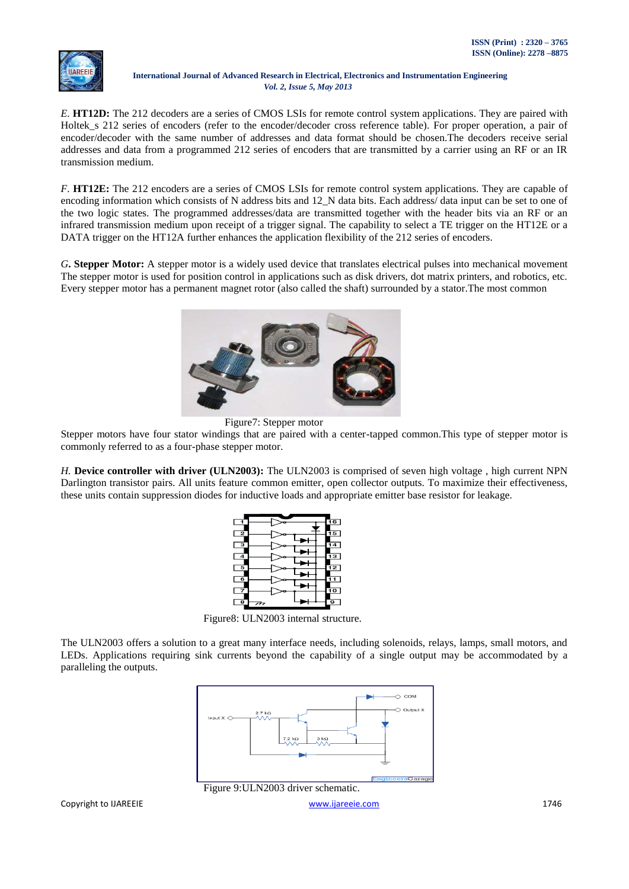*E.* **HT12D:** The 212 decoders are a series of CMOS LSIs for remote control system applications. They are paired with Holtek_s 212 series of encoders (refer to the encoder/decoder cross reference table). For proper operation, a pair of encoder/decoder with the same number of addresses and data format should be chosen.The decoders receive serial addresses and data from a programmed 212 series of encoders that are transmitted by a carrier using an RF or an IR transmission medium.

*F.* **HT12E:** The 212 encoders are a series of CMOS LSIs for remote control system applications. They are capable of encoding information which consists of N address bits and 12_N data bits. Each address/ data input can be set to one of the two logic states. The programmed addresses/data are transmitted together with the header bits via an RF or an infrared transmission medium upon receipt of a trigger signal. The capability to select a TE trigger on the HT12E or a DATA trigger on the HT12A further enhances the application flexibility of the 212 series of encoders.

*G***. Stepper Motor:** A stepper motor is a widely used device that translates electrical pulses into mechanical movement The stepper motor is used for position control in applications such as disk drivers, dot matrix printers, and robotics, etc. Every stepper motor has a permanent magnet rotor (also called the shaft) surrounded by a stator.The most common

Figure7: Stepper motor

Stepper motors have four stator windings that are paired with a center-tapped common.This type of stepper motor is commonly referred to as a four-phase stepper motor.

*H.* **Device controller with driver (ULN2003):** The ULN2003 is comprised of seven high voltage , high current NPN Darlington transistor pairs. All units feature common emitter, open collector outputs. To maximize their effectiveness, these units contain suppression diodes for inductive loads and appropriate emitter base resistor for leakage.

Figure8: ULN2003 internal structure.

The ULN2003 offers a solution to a great many interface needs, including solenoids, relays, lamps, small motors, and LEDs. Applications requiring sink currents beyond the capability of a single output may be accommodated by a paralleling the outputs.

Figure 9:ULN2003 driver schematic.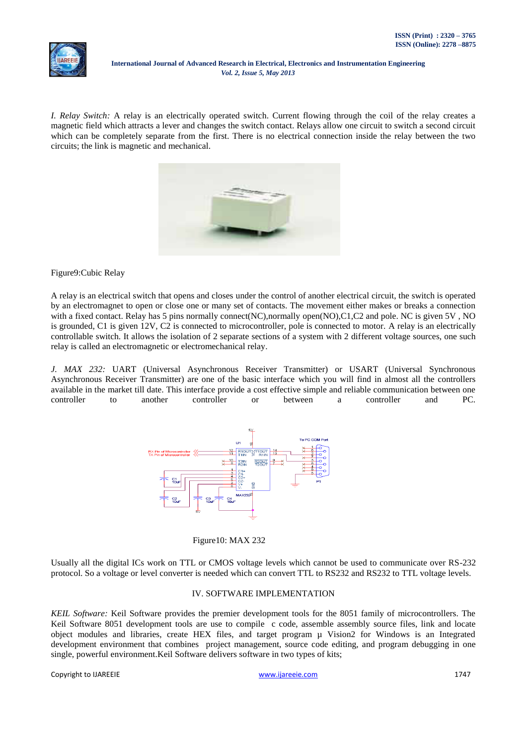*I. Relay Switch:* A relay is an electrically operated switch. Current flowing through the coil of the relay creates a magnetic field which attracts a lever and changes the switch contact. Relays allow one circuit to switch a second circuit which can be completely separate from the first. There is no electrical connection inside the relay between the two circuits; the link is magnetic and mechanical.

Figure9:Cubic Relay

A relay is an electrical switch that opens and closes under the control of another electrical circuit, the switch is operated by an electromagnet to open or close one or many set of contacts. The movement either makes or breaks a connection with a fixed contact. Relay has 5 pins normally connect(NC),normally open(NO),C1,C2 and pole. NC is given 5V , NO is grounded, C1 is given 12V, C2 is connected to microcontroller, pole is connected to motor. A relay is an electrically controllable switch. It allows the isolation of 2 separate sections of a system with 2 different voltage sources, one such relay is called an electromagnetic or electromechanical relay.

*J. MAX 232:* UART (Universal Asynchronous Receiver Transmitter) or USART (Universal Synchronous Asynchronous Receiver Transmitter) are one of the basic interface which you will find in almost all the controllers available in the market till date. This interface provide a cost effective simple and reliable communication between one controller to another controller or between a controller and PC.

Figure10: MAX 232

Usually all the digital ICs work on TTL or CMOS voltage levels which cannot be used to communicate over RS-232 protocol. So a voltage or level converter is needed which can convert TTL to RS232 and RS232 to TTL voltage levels.

## IV. SOFTWARE IMPLEMENTATION

*KEIL Software:* Keil Software provides the premier development tools for the 8051 family of microcontrollers. The Keil Software 8051 development tools are use to compile c code, assemble assembly source files, link and locate object modules and libraries, create HEX files, and target program µ Vision2 for Windows is an Integrated development environment that combines project management, source code editing, and program debugging in one single, powerful environment.Keil Software delivers software in two types of kits;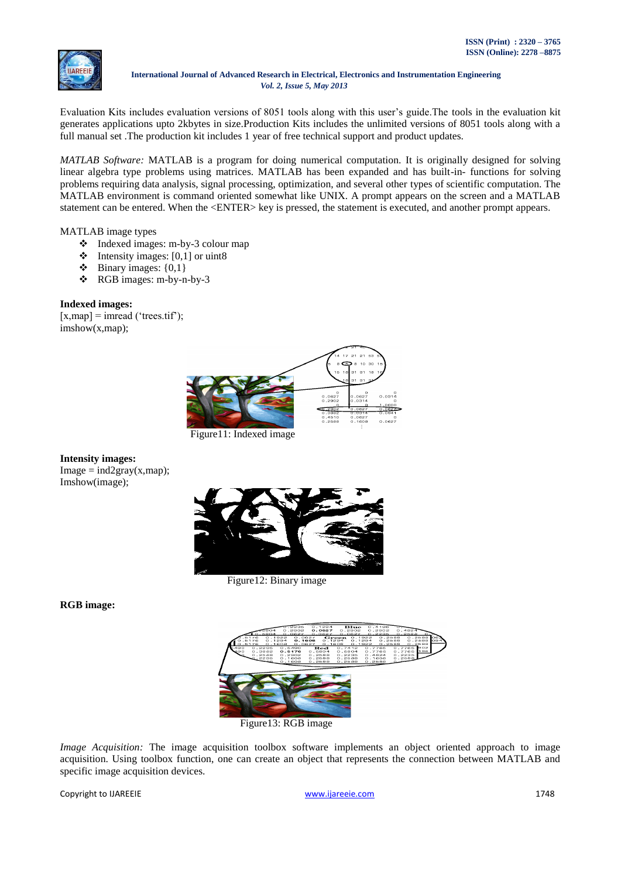Evaluation Kits includes evaluation versions of 8051 tools along with this user's guide.The tools in the evaluation kit generates applications upto 2kbytes in size.Production Kits includes the unlimited versions of 8051 tools along with a full manual set .The production kit includes 1 year of free technical support and product updates.

*MATLAB Software:* MATLAB is a program for doing numerical computation. It is originally designed for solving linear algebra type problems using matrices. MATLAB has been expanded and has built-in- functions for solving problems requiring data analysis, signal processing, optimization, and several other types of scientific computation. The MATLAB environment is command oriented somewhat like UNIX. A prompt appears on the screen and a MATLAB statement can be entered. When the <ENTER> key is pressed, the statement is executed, and another prompt appears.

MATLAB image types

- ❖ Indexed images: m-by-3 colour map
- ❖ Intensity images: [0,1] or uint8
- ❖ Binary images: {0,1}
- ❖ RGB images: m-by-n-by-3

**Indexed images:**

[x,map] = imread ('trees.tif');
imshow(x,map);

Figure11: Indexed image

**Intensity images:**

Image = ind2gray(x,map);
Imshow(image);

Figure12: Binary image

**RGB image:**

Figure13: RGB image

*Image Acquisition:* The image acquisition toolbox software implements an object oriented approach to image acquisition. Using toolbox function, one can create an object that represents the connection between MATLAB and specific image acquisition devices.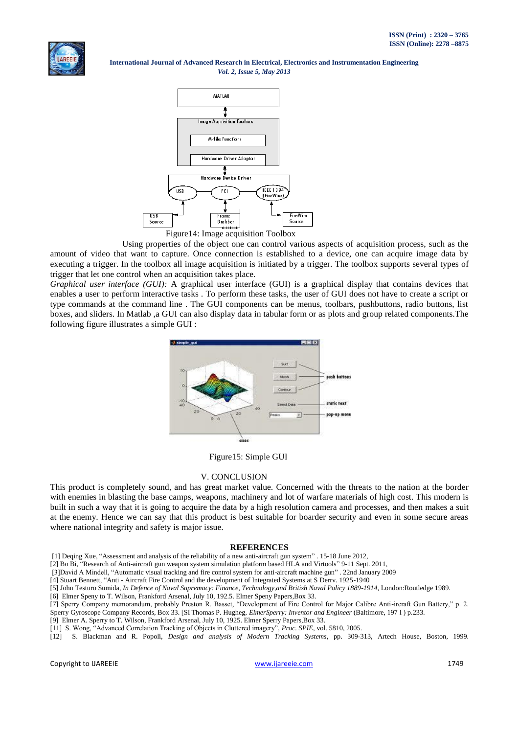MATLAB

Image Acquisition Toolbox

M-file Functions

Hardware Driver Adaptor

Hardware Device Driver

USB

PCI

IEEE 1394 (FireWire)

USB Source

Frame Grabber

FireWire Source

Figure14: Image acquisition Toolbox

Using properties of the object one can control various aspects of acquisition process, such as the amount of video that want to capture. Once connection is established to a device, one can acquire image data by executing a trigger. In the toolbox all image acquisition is initiated by a trigger. The toolbox supports several types of trigger that let one control when an acquisition takes place.

*Graphical user interface (GUI):* A graphical user interface (GUI) is a graphical display that contains devices that enables a user to perform interactive tasks . To perform these tasks, the user of GUI does not have to create a script or type commands at the command line . The GUI components can be menus, toolbars, pushbuttons, radio buttons, list boxes, and sliders. In Matlab ,a GUI can also display data in tabular form or as plots and group related components.The following figure illustrates a simple GUI :

simple_gui

Surf

Mesh

Contour

Select Data

Peaks

push buttons

static text

pop-up menu

axes

Figure15: Simple GUI

## V. CONCLUSION

This product is completely sound, and has great market value. Concerned with the threats to the nation at the border with enemies in blasting the base camps, weapons, machinery and lot of warfare materials of high cost. This modern is built in such a way that it is going to acquire the data by a high resolution camera and processes, and then makes a suit at the enemy. Hence we can say that this product is best suitable for boarder security and even in some secure areas where national integrity and safety is major issue.

## REFERENCES

[1] Deqing Xue, "Assessment and analysis of the reliability of a new anti-aircraft gun system" . 15-18 June 2012,

[2] Bo Bi, "Research of Anti-aircraft gun weapon system simulation platform based HLA and Virtools" 9-11 Sept. 2011,

[3]David A Mindell, "Automatic visual tracking and fire control system for anti-aircraft machine gun" . 22nd January 2009

[4] Stuart Bennett, "Anti - Aircraft Fire Control and the development of Integrated Systems at S Derrv. 1925-1940

[5] John Testuro Sumida, *In Defence of Naval Supremacy: Finance, Technology,and British Naval Policy 1889-1914*, London:Routledge 1989.

[6] Elmer Speny to T. Wilson, Frankford Arsenal, July 10, 192.5. Elmer Speny Papers,Box 33.

[7] Sperry Company memorandum, probably Preston R. Basset, "Development of Fire Control for Major Calibre Anti-ircraft Gun Battery," p. 2. Sperry Gyroscope Company Records, Box 33. [SI Thomas P. Hugheg, *ElmerSperry: Inventor and Engineer* (Baltimore, 197 I ) p.233.

[9] Elmer A. Sperry to T. Wilson, Frankford Arsenal, July 10, 1925. Elmer Sperry Papers,Box 33.

[11] S. Wong, "Advanced Correlation Tracking of Objects in Cluttered imagery", *Proc. SPIE*, vol. 5810, 2005.

[12] S. Blackman and R. Popoli, *Design and analysis of Modern Tracking Systems*, pp. 309-313, Artech House, Boston, 1999.